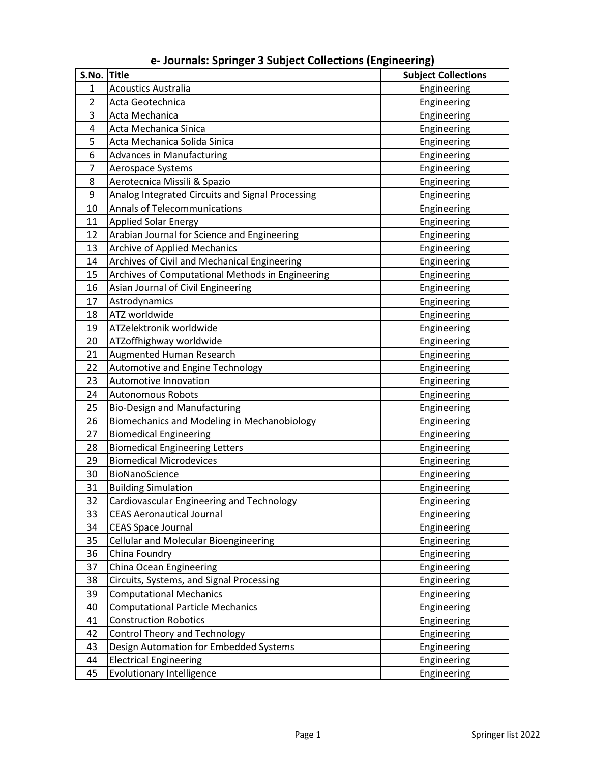# e- Journals: Springer 3 Subject Collections (Engineering)

| S.No. | Title | Subject Collections |
| --- | --- | --- |
| 1 | Acoustics Australia | Engineering |
| 2 | Acta Geotechnica | Engineering |
| 3 | Acta Mechanica | Engineering |
| 4 | Acta Mechanica Sinica | Engineering |
| 5 | Acta Mechanica Solida Sinica | Engineering |
| 6 | Advances in Manufacturing | Engineering |
| 7 | Aerospace Systems | Engineering |
| 8 | Aerotecnica Missili & Spazio | Engineering |
| 9 | Analog Integrated Circuits and Signal Processing | Engineering |
| 10 | Annals of Telecommunications | Engineering |
| 11 | Applied Solar Energy | Engineering |
| 12 | Arabian Journal for Science and Engineering | Engineering |
| 13 | Archive of Applied Mechanics | Engineering |
| 14 | Archives of Civil and Mechanical Engineering | Engineering |
| 15 | Archives of Computational Methods in Engineering | Engineering |
| 16 | Asian Journal of Civil Engineering | Engineering |
| 17 | Astrodynamics | Engineering |
| 18 | ATZ worldwide | Engineering |
| 19 | ATZelektronik worldwide | Engineering |
| 20 | ATZoffhighway worldwide | Engineering |
| 21 | Augmented Human Research | Engineering |
| 22 | Automotive and Engine Technology | Engineering |
| 23 | Automotive Innovation | Engineering |
| 24 | Autonomous Robots | Engineering |
| 25 | Bio-Design and Manufacturing | Engineering |
| 26 | Biomechanics and Modeling in Mechanobiology | Engineering |
| 27 | Biomedical Engineering | Engineering |
| 28 | Biomedical Engineering Letters | Engineering |
| 29 | Biomedical Microdevices | Engineering |
| 30 | BioNanoScience | Engineering |
| 31 | Building Simulation | Engineering |
| 32 | Cardiovascular Engineering and Technology | Engineering |
| 33 | CEAS Aeronautical Journal | Engineering |
| 34 | CEAS Space Journal | Engineering |
| 35 | Cellular and Molecular Bioengineering | Engineering |
| 36 | China Foundry | Engineering |
| 37 | China Ocean Engineering | Engineering |
| 38 | Circuits, Systems, and Signal Processing | Engineering |
| 39 | Computational Mechanics | Engineering |
| 40 | Computational Particle Mechanics | Engineering |
| 41 | Construction Robotics | Engineering |
| 42 | Control Theory and Technology | Engineering |
| 43 | Design Automation for Embedded Systems | Engineering |
| 44 | Electrical Engineering | Engineering |
| 45 | Evolutionary Intelligence | Engineering |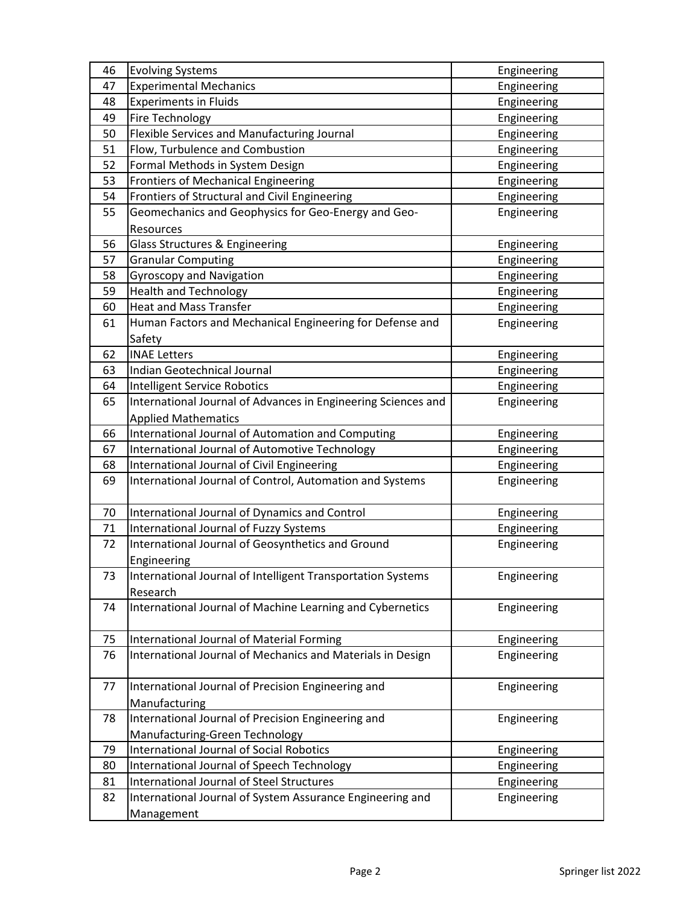| | | |
|---|---|---|
| 46 | Evolving Systems | Engineering |
| 47 | Experimental Mechanics | Engineering |
| 48 | Experiments in Fluids | Engineering |
| 49 | Fire Technology | Engineering |
| 50 | Flexible Services and Manufacturing Journal | Engineering |
| 51 | Flow, Turbulence and Combustion | Engineering |
| 52 | Formal Methods in System Design | Engineering |
| 53 | Frontiers of Mechanical Engineering | Engineering |
| 54 | Frontiers of Structural and Civil Engineering | Engineering |
| 55 | Geomechanics and Geophysics for Geo-Energy and Geo-Resources | Engineering |
| 56 | Glass Structures & Engineering | Engineering |
| 57 | Granular Computing | Engineering |
| 58 | Gyroscopy and Navigation | Engineering |
| 59 | Health and Technology | Engineering |
| 60 | Heat and Mass Transfer | Engineering |
| 61 | Human Factors and Mechanical Engineering for Defense and Safety | Engineering |
| 62 | INAE Letters | Engineering |
| 63 | Indian Geotechnical Journal | Engineering |
| 64 | Intelligent Service Robotics | Engineering |
| 65 | International Journal of Advances in Engineering Sciences and Applied Mathematics | Engineering |
| 66 | International Journal of Automation and Computing | Engineering |
| 67 | International Journal of Automotive Technology | Engineering |
| 68 | International Journal of Civil Engineering | Engineering |
| 69 | International Journal of Control, Automation and Systems | Engineering |
| 70 | International Journal of Dynamics and Control | Engineering |
| 71 | International Journal of Fuzzy Systems | Engineering |
| 72 | International Journal of Geosynthetics and Ground Engineering | Engineering |
| 73 | International Journal of Intelligent Transportation Systems Research | Engineering |
| 74 | International Journal of Machine Learning and Cybernetics | Engineering |
| 75 | International Journal of Material Forming | Engineering |
| 76 | International Journal of Mechanics and Materials in Design | Engineering |
| 77 | International Journal of Precision Engineering and Manufacturing | Engineering |
| 78 | International Journal of Precision Engineering and Manufacturing-Green Technology | Engineering |
| 79 | International Journal of Social Robotics | Engineering |
| 80 | International Journal of Speech Technology | Engineering |
| 81 | International Journal of Steel Structures | Engineering |
| 82 | International Journal of System Assurance Engineering and Management | Engineering |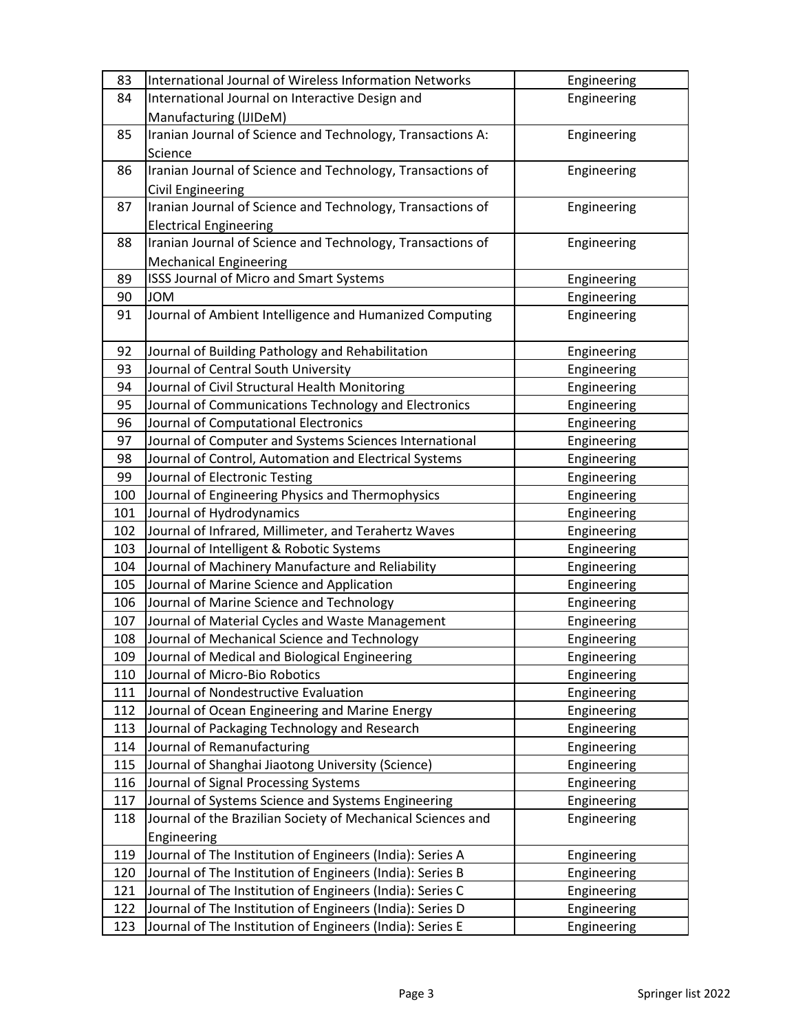| 83 | International Journal of Wireless Information Networks | Engineering |
|---|---|---|
| 84 | International Journal on Interactive Design and Manufacturing (IJIDeM) | Engineering |
| 85 | Iranian Journal of Science and Technology, Transactions A: Science | Engineering |
| 86 | Iranian Journal of Science and Technology, Transactions of Civil Engineering | Engineering |
| 87 | Iranian Journal of Science and Technology, Transactions of Electrical Engineering | Engineering |
| 88 | Iranian Journal of Science and Technology, Transactions of Mechanical Engineering | Engineering |
| 89 | ISSS Journal of Micro and Smart Systems | Engineering |
| 90 | JOM | Engineering |
| 91 | Journal of Ambient Intelligence and Humanized Computing | Engineering |
| 92 | Journal of Building Pathology and Rehabilitation | Engineering |
| 93 | Journal of Central South University | Engineering |
| 94 | Journal of Civil Structural Health Monitoring | Engineering |
| 95 | Journal of Communications Technology and Electronics | Engineering |
| 96 | Journal of Computational Electronics | Engineering |
| 97 | Journal of Computer and Systems Sciences International | Engineering |
| 98 | Journal of Control, Automation and Electrical Systems | Engineering |
| 99 | Journal of Electronic Testing | Engineering |
| 100 | Journal of Engineering Physics and Thermophysics | Engineering |
| 101 | Journal of Hydrodynamics | Engineering |
| 102 | Journal of Infrared, Millimeter, and Terahertz Waves | Engineering |
| 103 | Journal of Intelligent & Robotic Systems | Engineering |
| 104 | Journal of Machinery Manufacture and Reliability | Engineering |
| 105 | Journal of Marine Science and Application | Engineering |
| 106 | Journal of Marine Science and Technology | Engineering |
| 107 | Journal of Material Cycles and Waste Management | Engineering |
| 108 | Journal of Mechanical Science and Technology | Engineering |
| 109 | Journal of Medical and Biological Engineering | Engineering |
| 110 | Journal of Micro-Bio Robotics | Engineering |
| 111 | Journal of Nondestructive Evaluation | Engineering |
| 112 | Journal of Ocean Engineering and Marine Energy | Engineering |
| 113 | Journal of Packaging Technology and Research | Engineering |
| 114 | Journal of Remanufacturing | Engineering |
| 115 | Journal of Shanghai Jiaotong University (Science) | Engineering |
| 116 | Journal of Signal Processing Systems | Engineering |
| 117 | Journal of Systems Science and Systems Engineering | Engineering |
| 118 | Journal of the Brazilian Society of Mechanical Sciences and Engineering | Engineering |
| 119 | Journal of The Institution of Engineers (India): Series A | Engineering |
| 120 | Journal of The Institution of Engineers (India): Series B | Engineering |
| 121 | Journal of The Institution of Engineers (India): Series C | Engineering |
| 122 | Journal of The Institution of Engineers (India): Series D | Engineering |
| 123 | Journal of The Institution of Engineers (India): Series E | Engineering |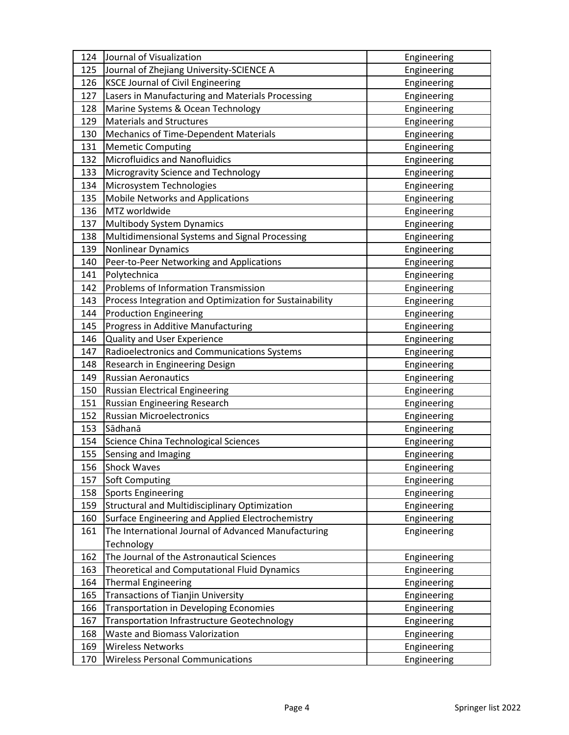| | | |
|---|---|---|
| 124 | Journal of Visualization | Engineering |
| 125 | Journal of Zhejiang University-SCIENCE A | Engineering |
| 126 | KSCE Journal of Civil Engineering | Engineering |
| 127 | Lasers in Manufacturing and Materials Processing | Engineering |
| 128 | Marine Systems & Ocean Technology | Engineering |
| 129 | Materials and Structures | Engineering |
| 130 | Mechanics of Time-Dependent Materials | Engineering |
| 131 | Memetic Computing | Engineering |
| 132 | Microfluidics and Nanofluidics | Engineering |
| 133 | Microgravity Science and Technology | Engineering |
| 134 | Microsystem Technologies | Engineering |
| 135 | Mobile Networks and Applications | Engineering |
| 136 | MTZ worldwide | Engineering |
| 137 | Multibody System Dynamics | Engineering |
| 138 | Multidimensional Systems and Signal Processing | Engineering |
| 139 | Nonlinear Dynamics | Engineering |
| 140 | Peer-to-Peer Networking and Applications | Engineering |
| 141 | Polytechnica | Engineering |
| 142 | Problems of Information Transmission | Engineering |
| 143 | Process Integration and Optimization for Sustainability | Engineering |
| 144 | Production Engineering | Engineering |
| 145 | Progress in Additive Manufacturing | Engineering |
| 146 | Quality and User Experience | Engineering |
| 147 | Radioelectronics and Communications Systems | Engineering |
| 148 | Research in Engineering Design | Engineering |
| 149 | Russian Aeronautics | Engineering |
| 150 | Russian Electrical Engineering | Engineering |
| 151 | Russian Engineering Research | Engineering |
| 152 | Russian Microelectronics | Engineering |
| 153 | Sādhanā | Engineering |
| 154 | Science China Technological Sciences | Engineering |
| 155 | Sensing and Imaging | Engineering |
| 156 | Shock Waves | Engineering |
| 157 | Soft Computing | Engineering |
| 158 | Sports Engineering | Engineering |
| 159 | Structural and Multidisciplinary Optimization | Engineering |
| 160 | Surface Engineering and Applied Electrochemistry | Engineering |
| 161 | The International Journal of Advanced Manufacturing Technology | Engineering |
| 162 | The Journal of the Astronautical Sciences | Engineering |
| 163 | Theoretical and Computational Fluid Dynamics | Engineering |
| 164 | Thermal Engineering | Engineering |
| 165 | Transactions of Tianjin University | Engineering |
| 166 | Transportation in Developing Economies | Engineering |
| 167 | Transportation Infrastructure Geotechnology | Engineering |
| 168 | Waste and Biomass Valorization | Engineering |
| 169 | Wireless Networks | Engineering |
| 170 | Wireless Personal Communications | Engineering |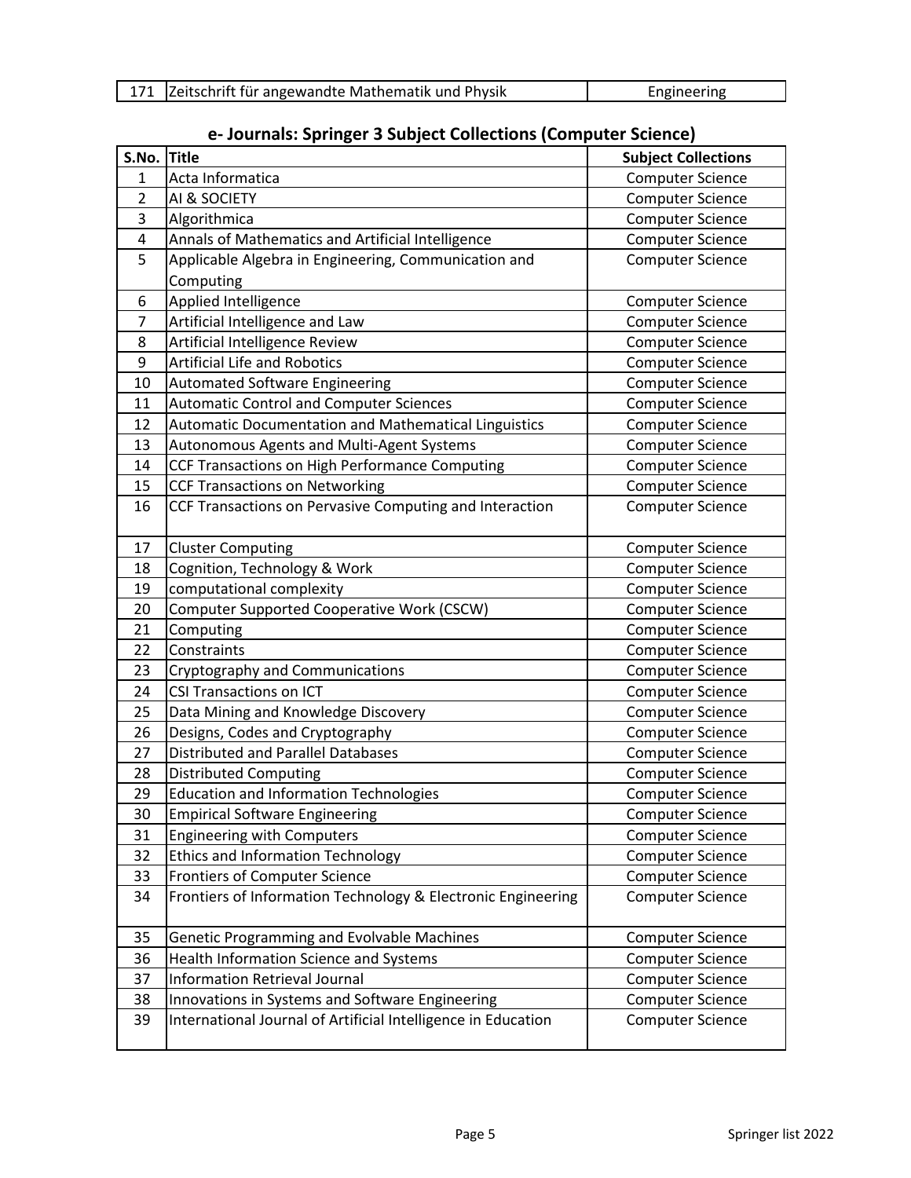| | | |
|---|---|---|
| 171 | Zeitschrift für angewandte Mathematik und Physik | Engineering |

## e- Journals: Springer 3 Subject Collections (Computer Science)

| S.No. | Title | Subject Collections |
|---|---|---|
| 1 | Acta Informatica | Computer Science |
| 2 | AI & SOCIETY | Computer Science |
| 3 | Algorithmica | Computer Science |
| 4 | Annals of Mathematics and Artificial Intelligence | Computer Science |
| 5 | Applicable Algebra in Engineering, Communication and Computing | Computer Science |
| 6 | Applied Intelligence | Computer Science |
| 7 | Artificial Intelligence and Law | Computer Science |
| 8 | Artificial Intelligence Review | Computer Science |
| 9 | Artificial Life and Robotics | Computer Science |
| 10 | Automated Software Engineering | Computer Science |
| 11 | Automatic Control and Computer Sciences | Computer Science |
| 12 | Automatic Documentation and Mathematical Linguistics | Computer Science |
| 13 | Autonomous Agents and Multi-Agent Systems | Computer Science |
| 14 | CCF Transactions on High Performance Computing | Computer Science |
| 15 | CCF Transactions on Networking | Computer Science |
| 16 | CCF Transactions on Pervasive Computing and Interaction | Computer Science |
| 17 | Cluster Computing | Computer Science |
| 18 | Cognition, Technology & Work | Computer Science |
| 19 | computational complexity | Computer Science |
| 20 | Computer Supported Cooperative Work (CSCW) | Computer Science |
| 21 | Computing | Computer Science |
| 22 | Constraints | Computer Science |
| 23 | Cryptography and Communications | Computer Science |
| 24 | CSI Transactions on ICT | Computer Science |
| 25 | Data Mining and Knowledge Discovery | Computer Science |
| 26 | Designs, Codes and Cryptography | Computer Science |
| 27 | Distributed and Parallel Databases | Computer Science |
| 28 | Distributed Computing | Computer Science |
| 29 | Education and Information Technologies | Computer Science |
| 30 | Empirical Software Engineering | Computer Science |
| 31 | Engineering with Computers | Computer Science |
| 32 | Ethics and Information Technology | Computer Science |
| 33 | Frontiers of Computer Science | Computer Science |
| 34 | Frontiers of Information Technology & Electronic Engineering | Computer Science |
| 35 | Genetic Programming and Evolvable Machines | Computer Science |
| 36 | Health Information Science and Systems | Computer Science |
| 37 | Information Retrieval Journal | Computer Science |
| 38 | Innovations in Systems and Software Engineering | Computer Science |
| 39 | International Journal of Artificial Intelligence in Education | Computer Science |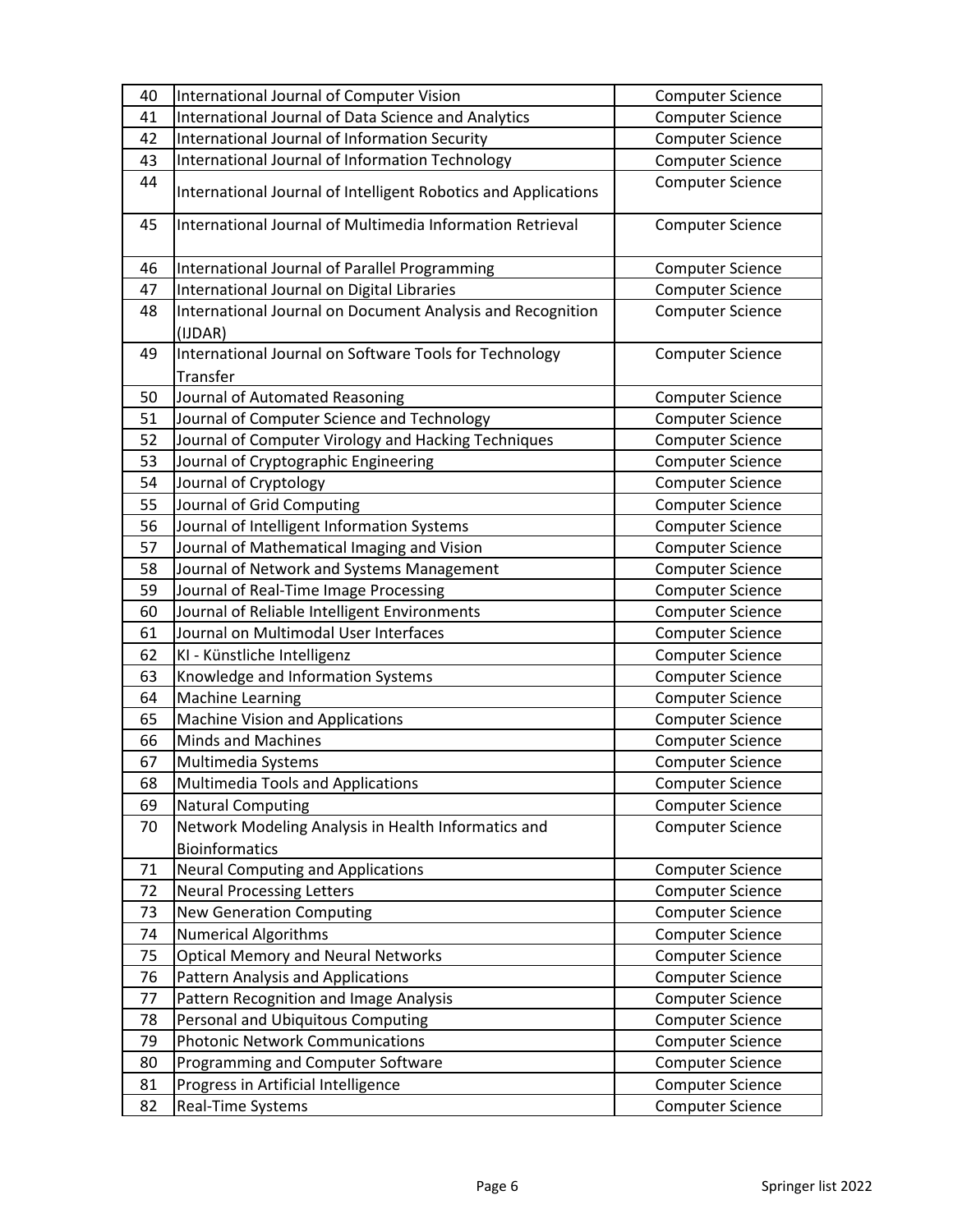| 40 | International Journal of Computer Vision | Computer Science |
|---|---|---|
| 41 | International Journal of Data Science and Analytics | Computer Science |
| 42 | International Journal of Information Security | Computer Science |
| 43 | International Journal of Information Technology | Computer Science |
| 44 | International Journal of Intelligent Robotics and Applications | Computer Science |
| 45 | International Journal of Multimedia Information Retrieval | Computer Science |
| 46 | International Journal of Parallel Programming | Computer Science |
| 47 | International Journal on Digital Libraries | Computer Science |
| 48 | International Journal on Document Analysis and Recognition (IJDAR) | Computer Science |
| 49 | International Journal on Software Tools for Technology Transfer | Computer Science |
| 50 | Journal of Automated Reasoning | Computer Science |
| 51 | Journal of Computer Science and Technology | Computer Science |
| 52 | Journal of Computer Virology and Hacking Techniques | Computer Science |
| 53 | Journal of Cryptographic Engineering | Computer Science |
| 54 | Journal of Cryptology | Computer Science |
| 55 | Journal of Grid Computing | Computer Science |
| 56 | Journal of Intelligent Information Systems | Computer Science |
| 57 | Journal of Mathematical Imaging and Vision | Computer Science |
| 58 | Journal of Network and Systems Management | Computer Science |
| 59 | Journal of Real-Time Image Processing | Computer Science |
| 60 | Journal of Reliable Intelligent Environments | Computer Science |
| 61 | Journal on Multimodal User Interfaces | Computer Science |
| 62 | KI - Künstliche Intelligenz | Computer Science |
| 63 | Knowledge and Information Systems | Computer Science |
| 64 | Machine Learning | Computer Science |
| 65 | Machine Vision and Applications | Computer Science |
| 66 | Minds and Machines | Computer Science |
| 67 | Multimedia Systems | Computer Science |
| 68 | Multimedia Tools and Applications | Computer Science |
| 69 | Natural Computing | Computer Science |
| 70 | Network Modeling Analysis in Health Informatics and Bioinformatics | Computer Science |
| 71 | Neural Computing and Applications | Computer Science |
| 72 | Neural Processing Letters | Computer Science |
| 73 | New Generation Computing | Computer Science |
| 74 | Numerical Algorithms | Computer Science |
| 75 | Optical Memory and Neural Networks | Computer Science |
| 76 | Pattern Analysis and Applications | Computer Science |
| 77 | Pattern Recognition and Image Analysis | Computer Science |
| 78 | Personal and Ubiquitous Computing | Computer Science |
| 79 | Photonic Network Communications | Computer Science |
| 80 | Programming and Computer Software | Computer Science |
| 81 | Progress in Artificial Intelligence | Computer Science |
| 82 | Real-Time Systems | Computer Science |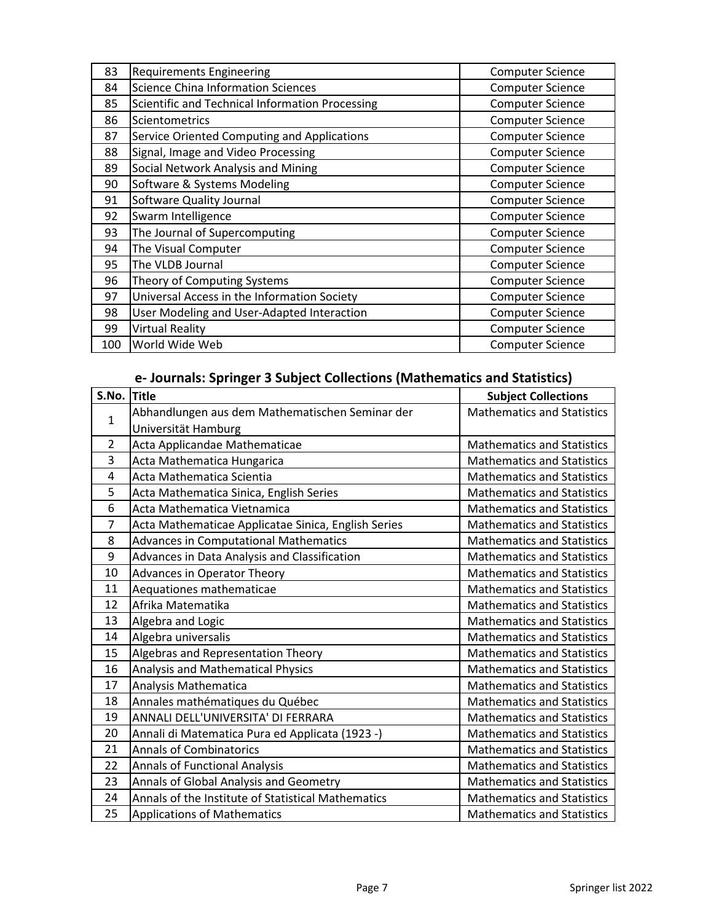| | | |
|---|---|---|
| 83 | Requirements Engineering | Computer Science |
| 84 | Science China Information Sciences | Computer Science |
| 85 | Scientific and Technical Information Processing | Computer Science |
| 86 | Scientometrics | Computer Science |
| 87 | Service Oriented Computing and Applications | Computer Science |
| 88 | Signal, Image and Video Processing | Computer Science |
| 89 | Social Network Analysis and Mining | Computer Science |
| 90 | Software & Systems Modeling | Computer Science |
| 91 | Software Quality Journal | Computer Science |
| 92 | Swarm Intelligence | Computer Science |
| 93 | The Journal of Supercomputing | Computer Science |
| 94 | The Visual Computer | Computer Science |
| 95 | The VLDB Journal | Computer Science |
| 96 | Theory of Computing Systems | Computer Science |
| 97 | Universal Access in the Information Society | Computer Science |
| 98 | User Modeling and User-Adapted Interaction | Computer Science |
| 99 | Virtual Reality | Computer Science |
| 100 | World Wide Web | Computer Science |

## e- Journals: Springer 3 Subject Collections (Mathematics and Statistics)

| S.No. | Title | Subject Collections |
|---|---|---|
| 1 | Abhandlungen aus dem Mathematischen Seminar der Universität Hamburg | Mathematics and Statistics |
| 2 | Acta Applicandae Mathematicae | Mathematics and Statistics |
| 3 | Acta Mathematica Hungarica | Mathematics and Statistics |
| 4 | Acta Mathematica Scientia | Mathematics and Statistics |
| 5 | Acta Mathematica Sinica, English Series | Mathematics and Statistics |
| 6 | Acta Mathematica Vietnamica | Mathematics and Statistics |
| 7 | Acta Mathematicae Applicatae Sinica, English Series | Mathematics and Statistics |
| 8 | Advances in Computational Mathematics | Mathematics and Statistics |
| 9 | Advances in Data Analysis and Classification | Mathematics and Statistics |
| 10 | Advances in Operator Theory | Mathematics and Statistics |
| 11 | Aequationes mathematicae | Mathematics and Statistics |
| 12 | Afrika Matematika | Mathematics and Statistics |
| 13 | Algebra and Logic | Mathematics and Statistics |
| 14 | Algebra universalis | Mathematics and Statistics |
| 15 | Algebras and Representation Theory | Mathematics and Statistics |
| 16 | Analysis and Mathematical Physics | Mathematics and Statistics |
| 17 | Analysis Mathematica | Mathematics and Statistics |
| 18 | Annales mathématiques du Québec | Mathematics and Statistics |
| 19 | ANNALI DELL'UNIVERSITA' DI FERRARA | Mathematics and Statistics |
| 20 | Annali di Matematica Pura ed Applicata (1923 -) | Mathematics and Statistics |
| 21 | Annals of Combinatorics | Mathematics and Statistics |
| 22 | Annals of Functional Analysis | Mathematics and Statistics |
| 23 | Annals of Global Analysis and Geometry | Mathematics and Statistics |
| 24 | Annals of the Institute of Statistical Mathematics | Mathematics and Statistics |
| 25 | Applications of Mathematics | Mathematics and Statistics |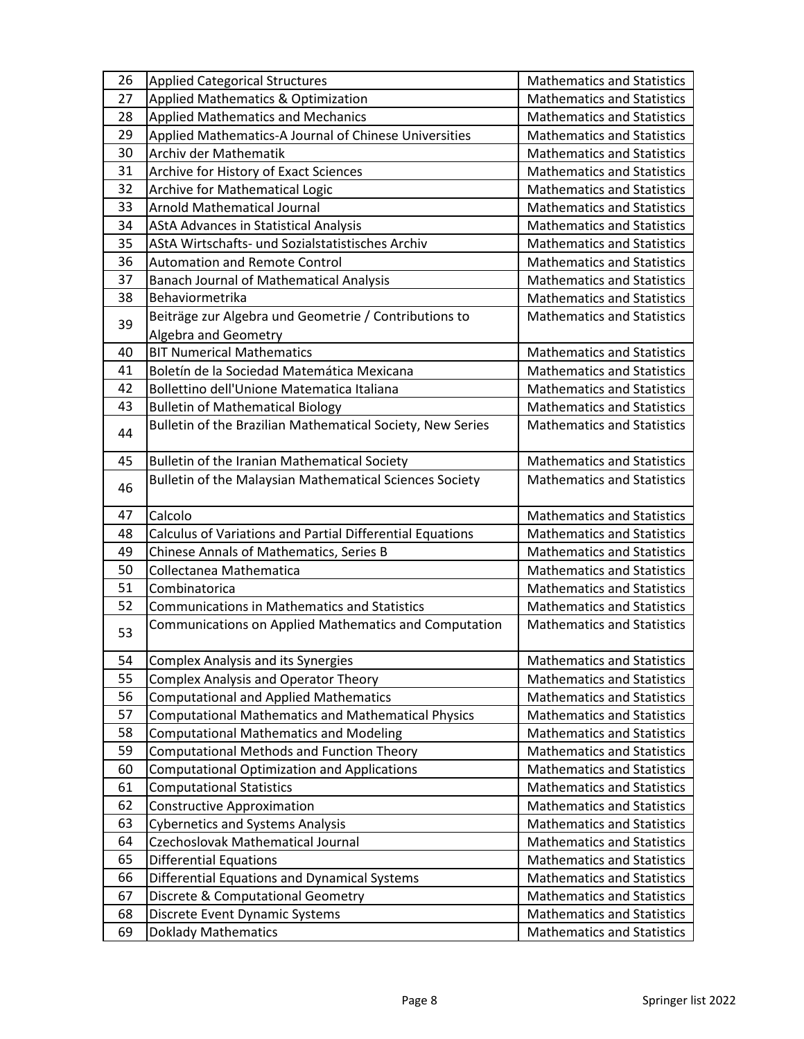| | | |
|---|---|---|
| 26 | Applied Categorical Structures | Mathematics and Statistics |
| 27 | Applied Mathematics & Optimization | Mathematics and Statistics |
| 28 | Applied Mathematics and Mechanics | Mathematics and Statistics |
| 29 | Applied Mathematics-A Journal of Chinese Universities | Mathematics and Statistics |
| 30 | Archiv der Mathematik | Mathematics and Statistics |
| 31 | Archive for History of Exact Sciences | Mathematics and Statistics |
| 32 | Archive for Mathematical Logic | Mathematics and Statistics |
| 33 | Arnold Mathematical Journal | Mathematics and Statistics |
| 34 | AStA Advances in Statistical Analysis | Mathematics and Statistics |
| 35 | AStA Wirtschafts- und Sozialstatistisches Archiv | Mathematics and Statistics |
| 36 | Automation and Remote Control | Mathematics and Statistics |
| 37 | Banach Journal of Mathematical Analysis | Mathematics and Statistics |
| 38 | Behaviormetrika | Mathematics and Statistics |
| 39 | Beiträge zur Algebra und Geometrie / Contributions to Algebra and Geometry | Mathematics and Statistics |
| 40 | BIT Numerical Mathematics | Mathematics and Statistics |
| 41 | Boletín de la Sociedad Matemática Mexicana | Mathematics and Statistics |
| 42 | Bollettino dell'Unione Matematica Italiana | Mathematics and Statistics |
| 43 | Bulletin of Mathematical Biology | Mathematics and Statistics |
| 44 | Bulletin of the Brazilian Mathematical Society, New Series | Mathematics and Statistics |
| 45 | Bulletin of the Iranian Mathematical Society | Mathematics and Statistics |
| 46 | Bulletin of the Malaysian Mathematical Sciences Society | Mathematics and Statistics |
| 47 | Calcolo | Mathematics and Statistics |
| 48 | Calculus of Variations and Partial Differential Equations | Mathematics and Statistics |
| 49 | Chinese Annals of Mathematics, Series B | Mathematics and Statistics |
| 50 | Collectanea Mathematica | Mathematics and Statistics |
| 51 | Combinatorica | Mathematics and Statistics |
| 52 | Communications in Mathematics and Statistics | Mathematics and Statistics |
| 53 | Communications on Applied Mathematics and Computation | Mathematics and Statistics |
| 54 | Complex Analysis and its Synergies | Mathematics and Statistics |
| 55 | Complex Analysis and Operator Theory | Mathematics and Statistics |
| 56 | Computational and Applied Mathematics | Mathematics and Statistics |
| 57 | Computational Mathematics and Mathematical Physics | Mathematics and Statistics |
| 58 | Computational Mathematics and Modeling | Mathematics and Statistics |
| 59 | Computational Methods and Function Theory | Mathematics and Statistics |
| 60 | Computational Optimization and Applications | Mathematics and Statistics |
| 61 | Computational Statistics | Mathematics and Statistics |
| 62 | Constructive Approximation | Mathematics and Statistics |
| 63 | Cybernetics and Systems Analysis | Mathematics and Statistics |
| 64 | Czechoslovak Mathematical Journal | Mathematics and Statistics |
| 65 | Differential Equations | Mathematics and Statistics |
| 66 | Differential Equations and Dynamical Systems | Mathematics and Statistics |
| 67 | Discrete & Computational Geometry | Mathematics and Statistics |
| 68 | Discrete Event Dynamic Systems | Mathematics and Statistics |
| 69 | Doklady Mathematics | Mathematics and Statistics |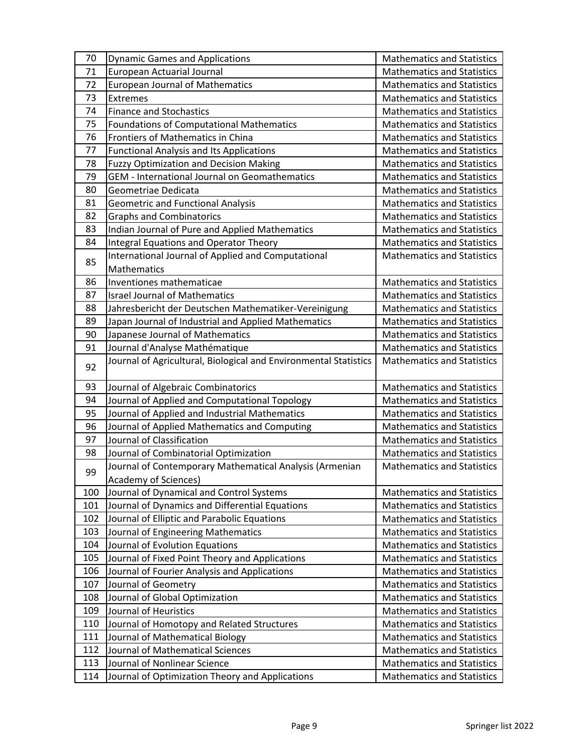| | | |
|---|---|---|
| 70 | Dynamic Games and Applications | Mathematics and Statistics |
| 71 | European Actuarial Journal | Mathematics and Statistics |
| 72 | European Journal of Mathematics | Mathematics and Statistics |
| 73 | Extremes | Mathematics and Statistics |
| 74 | Finance and Stochastics | Mathematics and Statistics |
| 75 | Foundations of Computational Mathematics | Mathematics and Statistics |
| 76 | Frontiers of Mathematics in China | Mathematics and Statistics |
| 77 | Functional Analysis and Its Applications | Mathematics and Statistics |
| 78 | Fuzzy Optimization and Decision Making | Mathematics and Statistics |
| 79 | GEM - International Journal on Geomathematics | Mathematics and Statistics |
| 80 | Geometriae Dedicata | Mathematics and Statistics |
| 81 | Geometric and Functional Analysis | Mathematics and Statistics |
| 82 | Graphs and Combinatorics | Mathematics and Statistics |
| 83 | Indian Journal of Pure and Applied Mathematics | Mathematics and Statistics |
| 84 | Integral Equations and Operator Theory | Mathematics and Statistics |
| 85 | International Journal of Applied and Computational Mathematics | Mathematics and Statistics |
| 86 | Inventiones mathematicae | Mathematics and Statistics |
| 87 | Israel Journal of Mathematics | Mathematics and Statistics |
| 88 | Jahresbericht der Deutschen Mathematiker-Vereinigung | Mathematics and Statistics |
| 89 | Japan Journal of Industrial and Applied Mathematics | Mathematics and Statistics |
| 90 | Japanese Journal of Mathematics | Mathematics and Statistics |
| 91 | Journal d'Analyse Mathématique | Mathematics and Statistics |
| 92 | Journal of Agricultural, Biological and Environmental Statistics | Mathematics and Statistics |
| 93 | Journal of Algebraic Combinatorics | Mathematics and Statistics |
| 94 | Journal of Applied and Computational Topology | Mathematics and Statistics |
| 95 | Journal of Applied and Industrial Mathematics | Mathematics and Statistics |
| 96 | Journal of Applied Mathematics and Computing | Mathematics and Statistics |
| 97 | Journal of Classification | Mathematics and Statistics |
| 98 | Journal of Combinatorial Optimization | Mathematics and Statistics |
| 99 | Journal of Contemporary Mathematical Analysis (Armenian Academy of Sciences) | Mathematics and Statistics |
| 100 | Journal of Dynamical and Control Systems | Mathematics and Statistics |
| 101 | Journal of Dynamics and Differential Equations | Mathematics and Statistics |
| 102 | Journal of Elliptic and Parabolic Equations | Mathematics and Statistics |
| 103 | Journal of Engineering Mathematics | Mathematics and Statistics |
| 104 | Journal of Evolution Equations | Mathematics and Statistics |
| 105 | Journal of Fixed Point Theory and Applications | Mathematics and Statistics |
| 106 | Journal of Fourier Analysis and Applications | Mathematics and Statistics |
| 107 | Journal of Geometry | Mathematics and Statistics |
| 108 | Journal of Global Optimization | Mathematics and Statistics |
| 109 | Journal of Heuristics | Mathematics and Statistics |
| 110 | Journal of Homotopy and Related Structures | Mathematics and Statistics |
| 111 | Journal of Mathematical Biology | Mathematics and Statistics |
| 112 | Journal of Mathematical Sciences | Mathematics and Statistics |
| 113 | Journal of Nonlinear Science | Mathematics and Statistics |
| 114 | Journal of Optimization Theory and Applications | Mathematics and Statistics |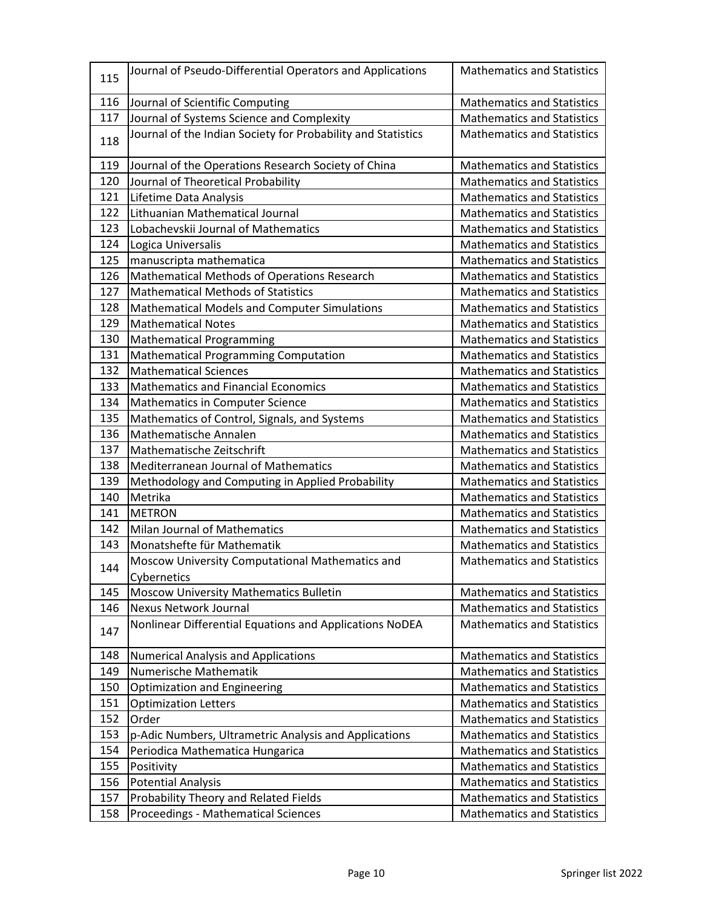| | | |
|---|---|---|
| 115 | Journal of Pseudo-Differential Operators and Applications | Mathematics and Statistics |
| 116 | Journal of Scientific Computing | Mathematics and Statistics |
| 117 | Journal of Systems Science and Complexity | Mathematics and Statistics |
| 118 | Journal of the Indian Society for Probability and Statistics | Mathematics and Statistics |
| 119 | Journal of the Operations Research Society of China | Mathematics and Statistics |
| 120 | Journal of Theoretical Probability | Mathematics and Statistics |
| 121 | Lifetime Data Analysis | Mathematics and Statistics |
| 122 | Lithuanian Mathematical Journal | Mathematics and Statistics |
| 123 | Lobachevskii Journal of Mathematics | Mathematics and Statistics |
| 124 | Logica Universalis | Mathematics and Statistics |
| 125 | manuscripta mathematica | Mathematics and Statistics |
| 126 | Mathematical Methods of Operations Research | Mathematics and Statistics |
| 127 | Mathematical Methods of Statistics | Mathematics and Statistics |
| 128 | Mathematical Models and Computer Simulations | Mathematics and Statistics |
| 129 | Mathematical Notes | Mathematics and Statistics |
| 130 | Mathematical Programming | Mathematics and Statistics |
| 131 | Mathematical Programming Computation | Mathematics and Statistics |
| 132 | Mathematical Sciences | Mathematics and Statistics |
| 133 | Mathematics and Financial Economics | Mathematics and Statistics |
| 134 | Mathematics in Computer Science | Mathematics and Statistics |
| 135 | Mathematics of Control, Signals, and Systems | Mathematics and Statistics |
| 136 | Mathematische Annalen | Mathematics and Statistics |
| 137 | Mathematische Zeitschrift | Mathematics and Statistics |
| 138 | Mediterranean Journal of Mathematics | Mathematics and Statistics |
| 139 | Methodology and Computing in Applied Probability | Mathematics and Statistics |
| 140 | Metrika | Mathematics and Statistics |
| 141 | METRON | Mathematics and Statistics |
| 142 | Milan Journal of Mathematics | Mathematics and Statistics |
| 143 | Monatshefte für Mathematik | Mathematics and Statistics |
| 144 | Moscow University Computational Mathematics and Cybernetics | Mathematics and Statistics |
| 145 | Moscow University Mathematics Bulletin | Mathematics and Statistics |
| 146 | Nexus Network Journal | Mathematics and Statistics |
| 147 | Nonlinear Differential Equations and Applications NoDEA | Mathematics and Statistics |
| 148 | Numerical Analysis and Applications | Mathematics and Statistics |
| 149 | Numerische Mathematik | Mathematics and Statistics |
| 150 | Optimization and Engineering | Mathematics and Statistics |
| 151 | Optimization Letters | Mathematics and Statistics |
| 152 | Order | Mathematics and Statistics |
| 153 | p-Adic Numbers, Ultrametric Analysis and Applications | Mathematics and Statistics |
| 154 | Periodica Mathematica Hungarica | Mathematics and Statistics |
| 155 | Positivity | Mathematics and Statistics |
| 156 | Potential Analysis | Mathematics and Statistics |
| 157 | Probability Theory and Related Fields | Mathematics and Statistics |
| 158 | Proceedings - Mathematical Sciences | Mathematics and Statistics |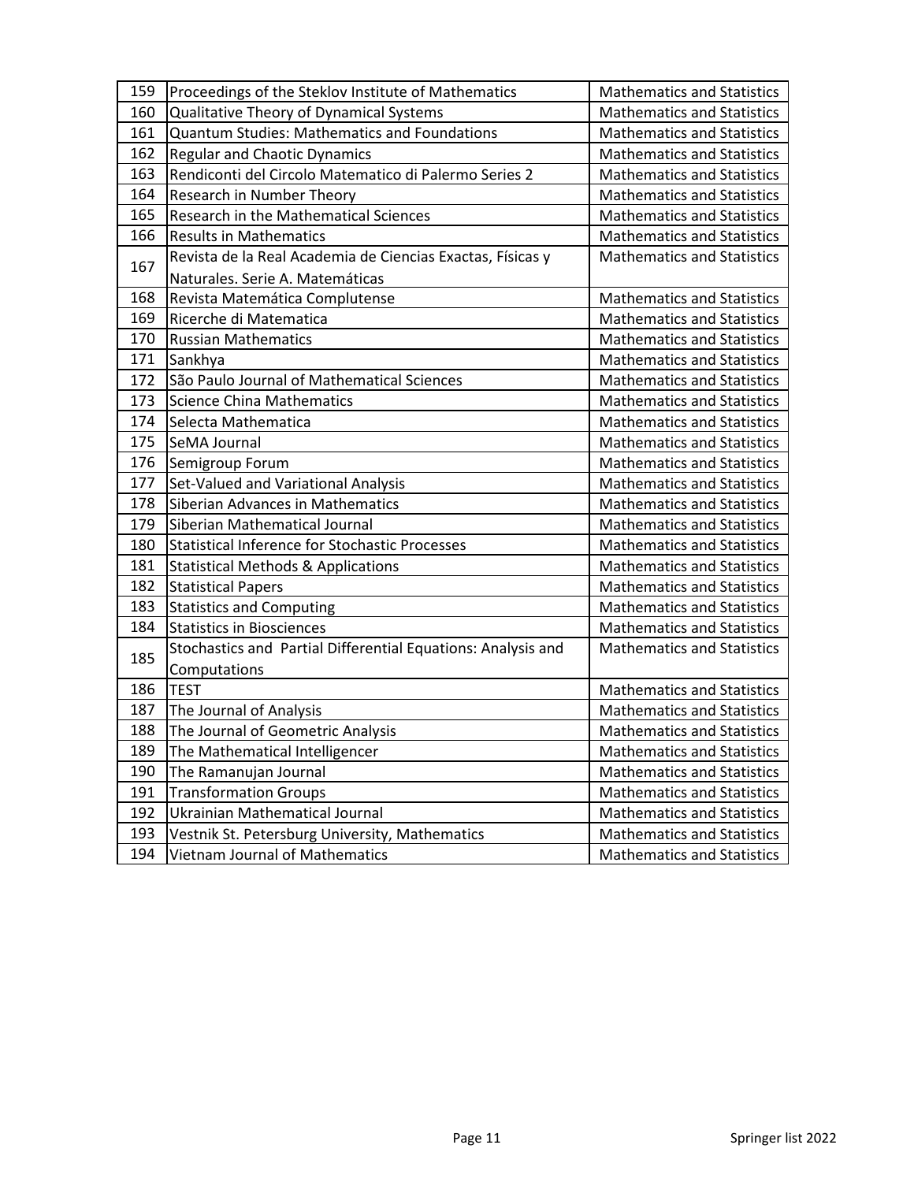| | | |
|---|---|---|
| 159 | Proceedings of the Steklov Institute of Mathematics | Mathematics and Statistics |
| 160 | Qualitative Theory of Dynamical Systems | Mathematics and Statistics |
| 161 | Quantum Studies: Mathematics and Foundations | Mathematics and Statistics |
| 162 | Regular and Chaotic Dynamics | Mathematics and Statistics |
| 163 | Rendiconti del Circolo Matematico di Palermo Series 2 | Mathematics and Statistics |
| 164 | Research in Number Theory | Mathematics and Statistics |
| 165 | Research in the Mathematical Sciences | Mathematics and Statistics |
| 166 | Results in Mathematics | Mathematics and Statistics |
| 167 | Revista de la Real Academia de Ciencias Exactas, Físicas y Naturales. Serie A. Matemáticas | Mathematics and Statistics |
| 168 | Revista Matemática Complutense | Mathematics and Statistics |
| 169 | Ricerche di Matematica | Mathematics and Statistics |
| 170 | Russian Mathematics | Mathematics and Statistics |
| 171 | Sankhya | Mathematics and Statistics |
| 172 | São Paulo Journal of Mathematical Sciences | Mathematics and Statistics |
| 173 | Science China Mathematics | Mathematics and Statistics |
| 174 | Selecta Mathematica | Mathematics and Statistics |
| 175 | SeMA Journal | Mathematics and Statistics |
| 176 | Semigroup Forum | Mathematics and Statistics |
| 177 | Set-Valued and Variational Analysis | Mathematics and Statistics |
| 178 | Siberian Advances in Mathematics | Mathematics and Statistics |
| 179 | Siberian Mathematical Journal | Mathematics and Statistics |
| 180 | Statistical Inference for Stochastic Processes | Mathematics and Statistics |
| 181 | Statistical Methods & Applications | Mathematics and Statistics |
| 182 | Statistical Papers | Mathematics and Statistics |
| 183 | Statistics and Computing | Mathematics and Statistics |
| 184 | Statistics in Biosciences | Mathematics and Statistics |
| 185 | Stochastics and Partial Differential Equations: Analysis and Computations | Mathematics and Statistics |
| 186 | TEST | Mathematics and Statistics |
| 187 | The Journal of Analysis | Mathematics and Statistics |
| 188 | The Journal of Geometric Analysis | Mathematics and Statistics |
| 189 | The Mathematical Intelligencer | Mathematics and Statistics |
| 190 | The Ramanujan Journal | Mathematics and Statistics |
| 191 | Transformation Groups | Mathematics and Statistics |
| 192 | Ukrainian Mathematical Journal | Mathematics and Statistics |
| 193 | Vestnik St. Petersburg University, Mathematics | Mathematics and Statistics |
| 194 | Vietnam Journal of Mathematics | Mathematics and Statistics |